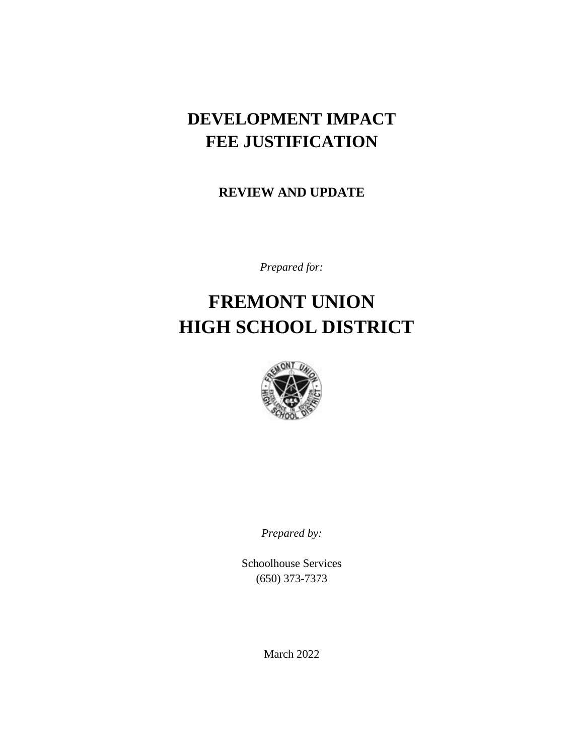# DEVELOPMENT IMPACT FEE JUSTIFICATION

## REVIEW AND UPDATE

*Prepared for:*

# FREMONT UNION HIGH SCHOOL DISTRICT

*Prepared by:*

Schoolhouse Services
(650) 373-7373

March 2022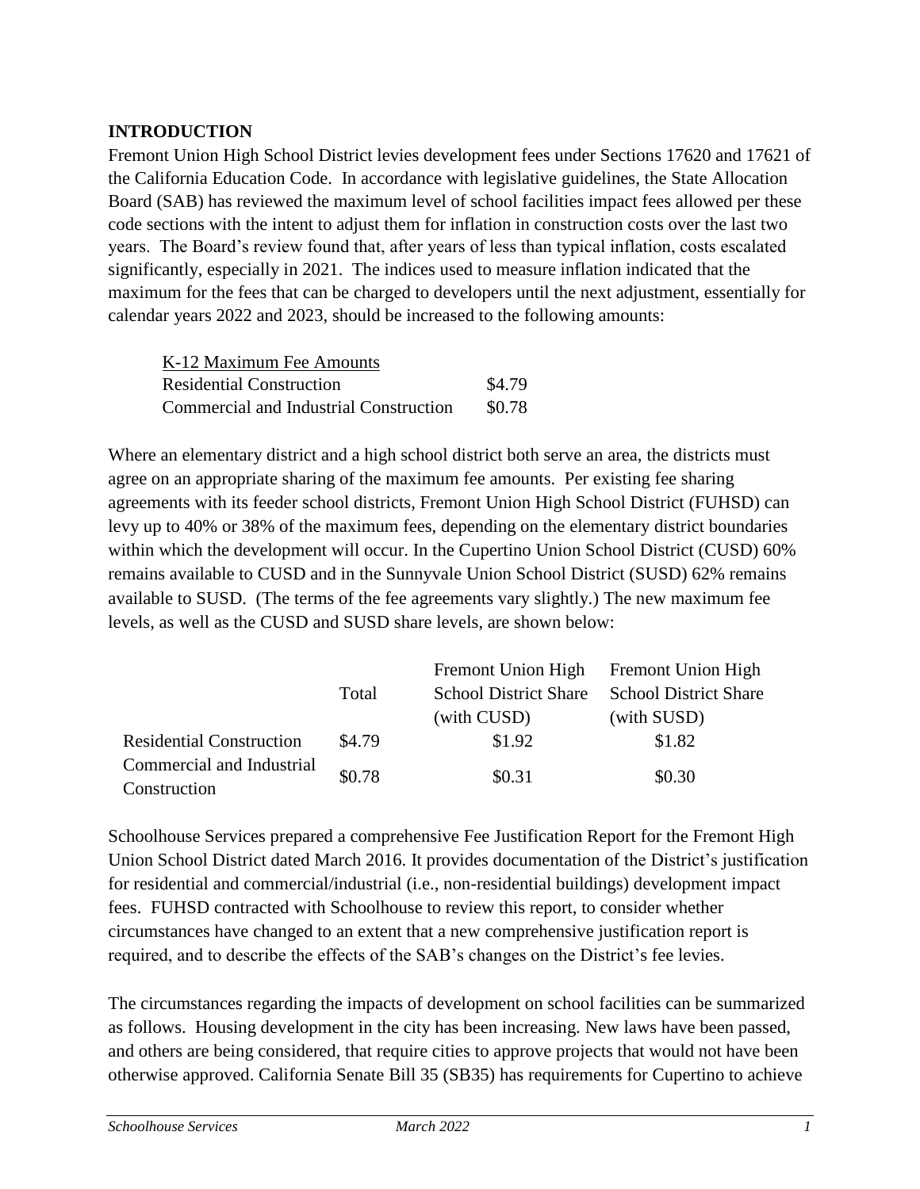## INTRODUCTION

Fremont Union High School District levies development fees under Sections 17620 and 17621 of the California Education Code. In accordance with legislative guidelines, the State Allocation Board (SAB) has reviewed the maximum level of school facilities impact fees allowed per these code sections with the intent to adjust them for inflation in construction costs over the last two years. The Board's review found that, after years of less than typical inflation, costs escalated significantly, especially in 2021. The indices used to measure inflation indicated that the maximum for the fees that can be charged to developers until the next adjustment, essentially for calendar years 2022 and 2023, should be increased to the following amounts:

| K-12 Maximum Fee Amounts | |
|---|---|
| Residential Construction | \$4.79 |
| Commercial and Industrial Construction | \$0.78 |

Where an elementary district and a high school district both serve an area, the districts must agree on an appropriate sharing of the maximum fee amounts. Per existing fee sharing agreements with its feeder school districts, Fremont Union High School District (FUHSD) can levy up to 40% or 38% of the maximum fees, depending on the elementary district boundaries within which the development will occur. In the Cupertino Union School District (CUSD) 60% remains available to CUSD and in the Sunnyvale Union School District (SUSD) 62% remains available to SUSD. (The terms of the fee agreements vary slightly.) The new maximum fee levels, as well as the CUSD and SUSD share levels, are shown below:

| | Total | Fremont Union High School District Share (with CUSD) | Fremont Union High School District Share (with SUSD) |
|---|---|---|---|
| Residential Construction | \$4.79 | \$1.92 | \$1.82 |
| Commercial and Industrial Construction | \$0.78 | \$0.31 | \$0.30 |

Schoolhouse Services prepared a comprehensive Fee Justification Report for the Fremont High Union School District dated March 2016. It provides documentation of the District's justification for residential and commercial/industrial (i.e., non-residential buildings) development impact fees. FUHSD contracted with Schoolhouse to review this report, to consider whether circumstances have changed to an extent that a new comprehensive justification report is required, and to describe the effects of the SAB's changes on the District's fee levies.

The circumstances regarding the impacts of development on school facilities can be summarized as follows. Housing development in the city has been increasing. New laws have been passed, and others are being considered, that require cities to approve projects that would not have been otherwise approved. California Senate Bill 35 (SB35) has requirements for Cupertino to achieve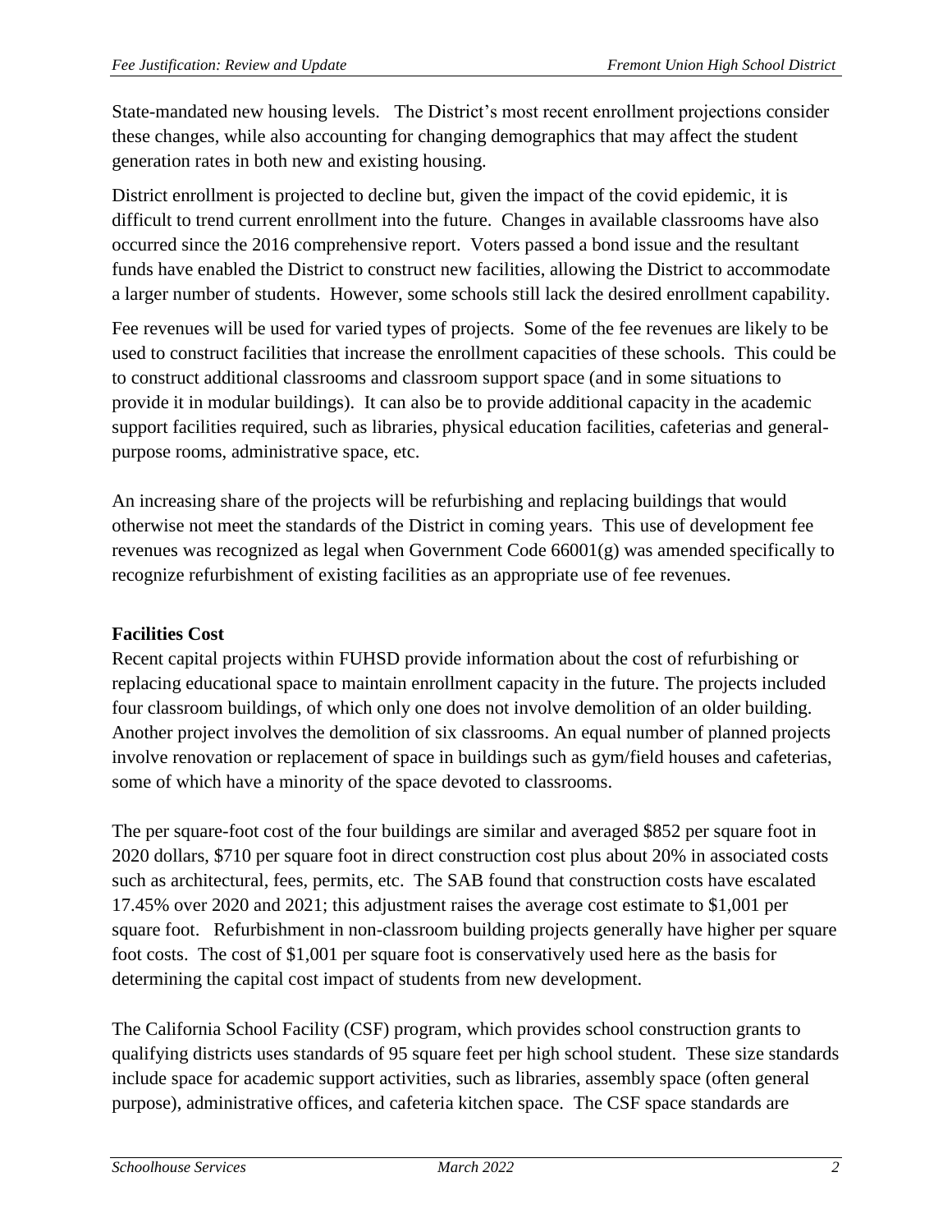State-mandated new housing levels. The District's most recent enrollment projections consider these changes, while also accounting for changing demographics that may affect the student generation rates in both new and existing housing.

District enrollment is projected to decline but, given the impact of the covid epidemic, it is difficult to trend current enrollment into the future. Changes in available classrooms have also occurred since the 2016 comprehensive report. Voters passed a bond issue and the resultant funds have enabled the District to construct new facilities, allowing the District to accommodate a larger number of students. However, some schools still lack the desired enrollment capability.

Fee revenues will be used for varied types of projects. Some of the fee revenues are likely to be used to construct facilities that increase the enrollment capacities of these schools. This could be to construct additional classrooms and classroom support space (and in some situations to provide it in modular buildings). It can also be to provide additional capacity in the academic support facilities required, such as libraries, physical education facilities, cafeterias and general-purpose rooms, administrative space, etc.

An increasing share of the projects will be refurbishing and replacing buildings that would otherwise not meet the standards of the District in coming years. This use of development fee revenues was recognized as legal when Government Code 66001(g) was amended specifically to recognize refurbishment of existing facilities as an appropriate use of fee revenues.

**Facilities Cost**

Recent capital projects within FUHSD provide information about the cost of refurbishing or replacing educational space to maintain enrollment capacity in the future. The projects included four classroom buildings, of which only one does not involve demolition of an older building. Another project involves the demolition of six classrooms. An equal number of planned projects involve renovation or replacement of space in buildings such as gym/field houses and cafeterias, some of which have a minority of the space devoted to classrooms.

The per square-foot cost of the four buildings are similar and averaged $852 per square foot in 2020 dollars, $710 per square foot in direct construction cost plus about 20% in associated costs such as architectural, fees, permits, etc. The SAB found that construction costs have escalated 17.45% over 2020 and 2021; this adjustment raises the average cost estimate to $1,001 per square foot. Refurbishment in non-classroom building projects generally have higher per square foot costs. The cost of $1,001 per square foot is conservatively used here as the basis for determining the capital cost impact of students from new development.

The California School Facility (CSF) program, which provides school construction grants to qualifying districts uses standards of 95 square feet per high school student. These size standards include space for academic support activities, such as libraries, assembly space (often general purpose), administrative offices, and cafeteria kitchen space. The CSF space standards are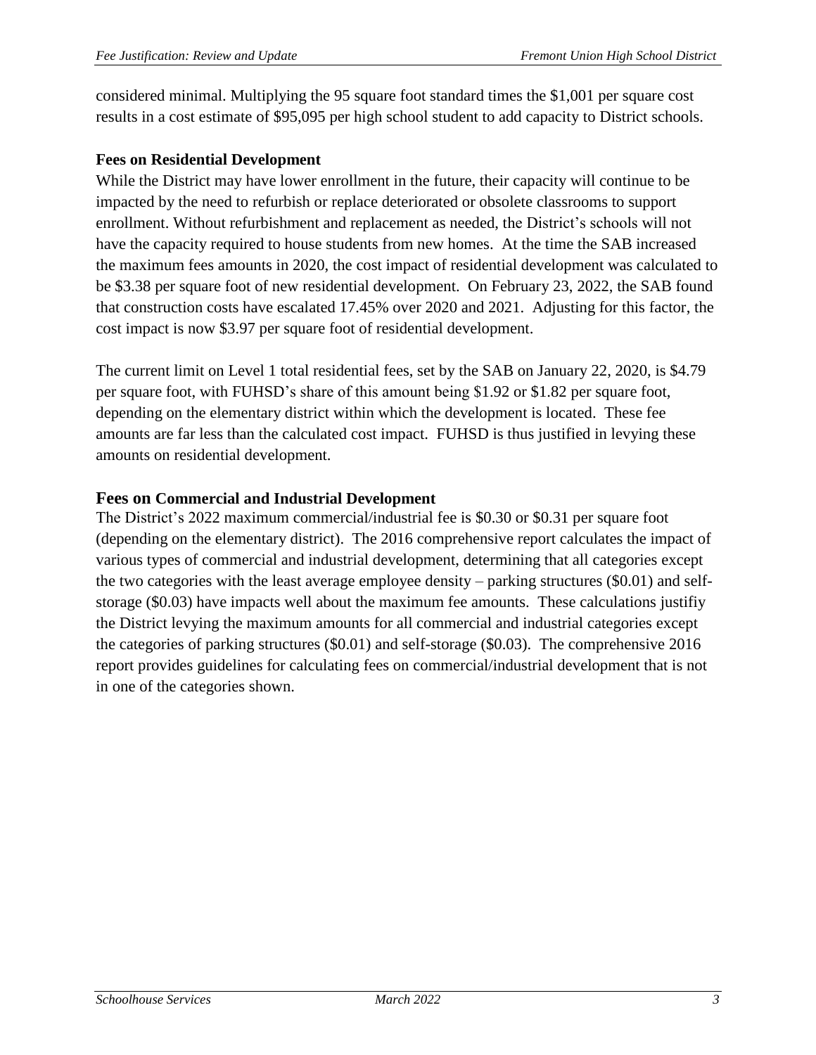considered minimal. Multiplying the 95 square foot standard times the $1,001 per square cost results in a cost estimate of $95,095 per high school student to add capacity to District schools.

### Fees on Residential Development

While the District may have lower enrollment in the future, their capacity will continue to be impacted by the need to refurbish or replace deteriorated or obsolete classrooms to support enrollment. Without refurbishment and replacement as needed, the District's schools will not have the capacity required to house students from new homes. At the time the SAB increased the maximum fees amounts in 2020, the cost impact of residential development was calculated to be $3.38 per square foot of new residential development. On February 23, 2022, the SAB found that construction costs have escalated 17.45% over 2020 and 2021. Adjusting for this factor, the cost impact is now $3.97 per square foot of residential development.

The current limit on Level 1 total residential fees, set by the SAB on January 22, 2020, is $4.79 per square foot, with FUHSD's share of this amount being $1.92 or $1.82 per square foot, depending on the elementary district within which the development is located. These fee amounts are far less than the calculated cost impact. FUHSD is thus justified in levying these amounts on residential development.

### Fees on Commercial and Industrial Development

The District's 2022 maximum commercial/industrial fee is $0.30 or $0.31 per square foot (depending on the elementary district). The 2016 comprehensive report calculates the impact of various types of commercial and industrial development, determining that all categories except the two categories with the least average employee density – parking structures ($0.01) and self-storage ($0.03) have impacts well about the maximum fee amounts. These calculations justifiy the District levying the maximum amounts for all commercial and industrial categories except the categories of parking structures ($0.01) and self-storage ($0.03). The comprehensive 2016 report provides guidelines for calculating fees on commercial/industrial development that is not in one of the categories shown.